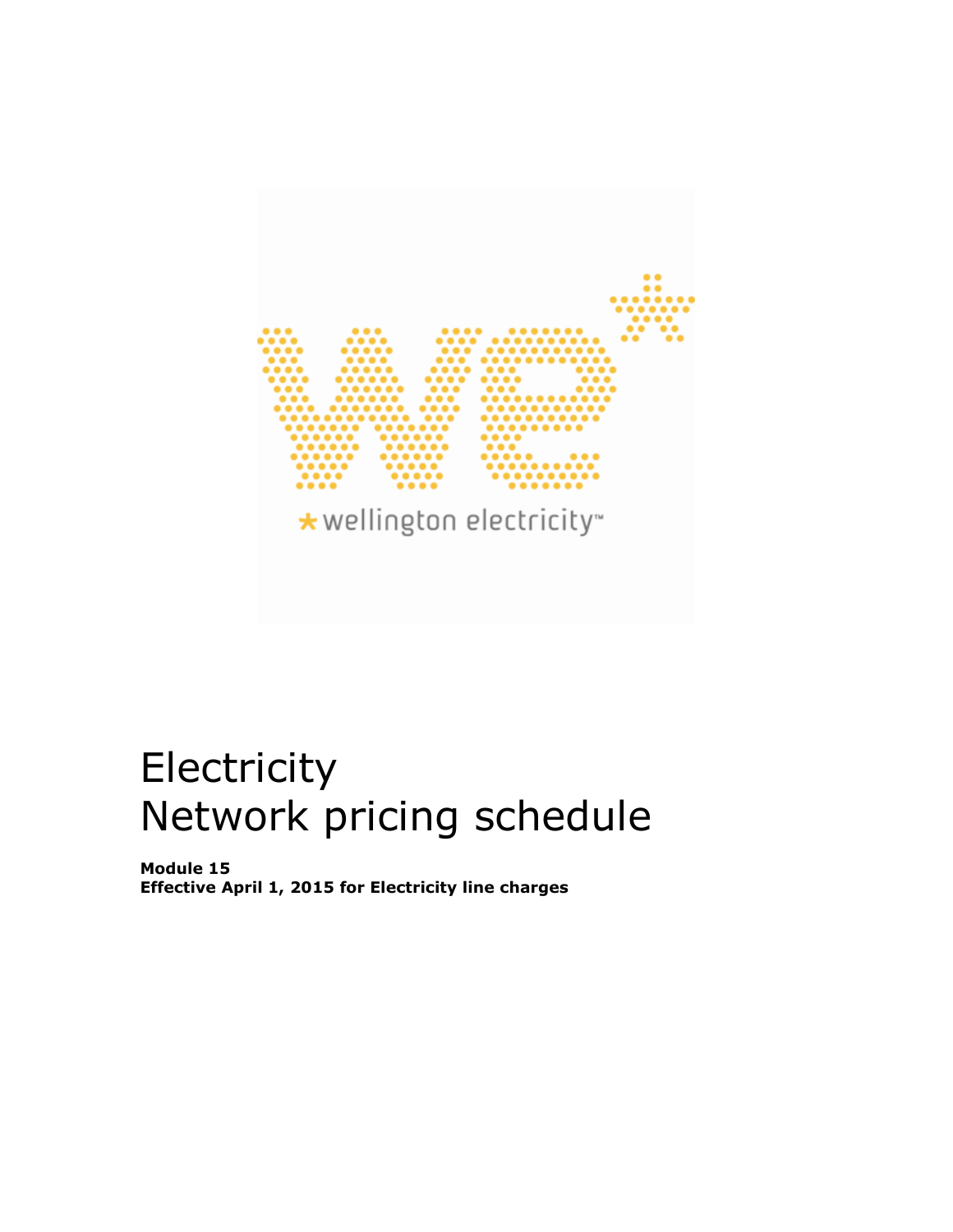# Electricity
# Network pricing schedule

**Module 15**
**Effective April 1, 2015 for Electricity line charges**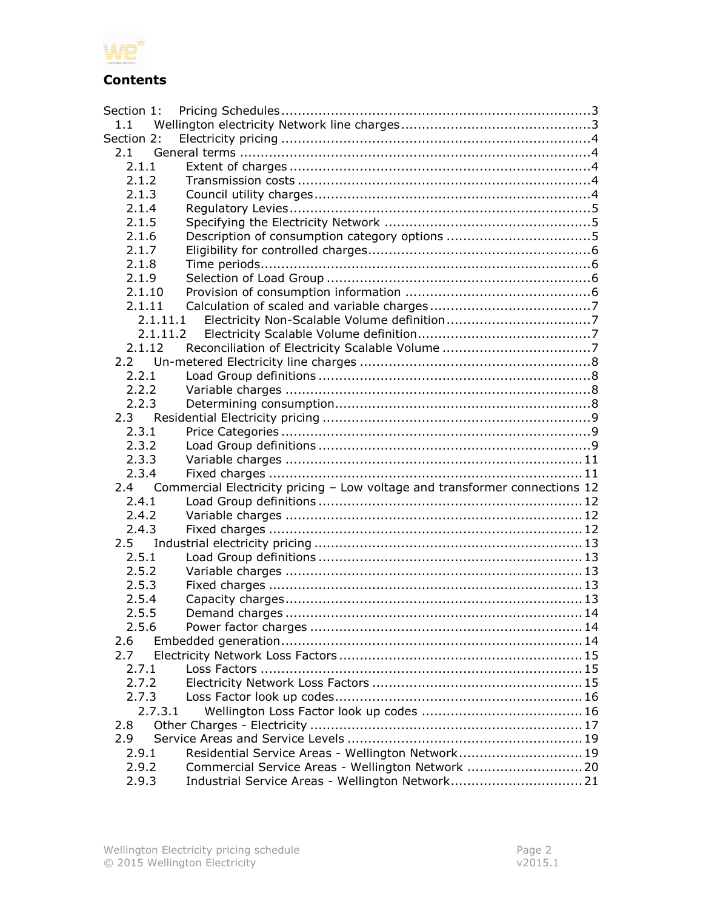# Contents

- Section 1: Pricing Schedules ... 3
  - 1.1 Wellington electricity Network line charges ... 3
- Section 2: Electricity pricing ... 4
  - 2.1 General terms ... 4
    - 2.1.1 Extent of charges ... 4
    - 2.1.2 Transmission costs ... 4
    - 2.1.3 Council utility charges ... 4
    - 2.1.4 Regulatory Levies ... 5
    - 2.1.5 Specifying the Electricity Network ... 5
    - 2.1.6 Description of consumption category options ... 5
    - 2.1.7 Eligibility for controlled charges ... 6
    - 2.1.8 Time periods ... 6
    - 2.1.9 Selection of Load Group ... 6
    - 2.1.10 Provision of consumption information ... 6
    - 2.1.11 Calculation of scaled and variable charges ... 7
      - 2.1.11.1 Electricity Non-Scalable Volume definition ... 7
      - 2.1.11.2 Electricity Scalable Volume definition ... 7
    - 2.1.12 Reconciliation of Electricity Scalable Volume ... 7
  - 2.2 Un-metered Electricity line charges ... 8
    - 2.2.1 Load Group definitions ... 8
    - 2.2.2 Variable charges ... 8
    - 2.2.3 Determining consumption ... 8
  - 2.3 Residential Electricity pricing ... 9
    - 2.3.1 Price Categories ... 9
    - 2.3.2 Load Group definitions ... 9
    - 2.3.3 Variable charges ... 11
    - 2.3.4 Fixed charges ... 11
  - 2.4 Commercial Electricity pricing – Low voltage and transformer connections 12
    - 2.4.1 Load Group definitions ... 12
    - 2.4.2 Variable charges ... 12
    - 2.4.3 Fixed charges ... 12
  - 2.5 Industrial electricity pricing ... 13
    - 2.5.1 Load Group definitions ... 13
    - 2.5.2 Variable charges ... 13
    - 2.5.3 Fixed charges ... 13
    - 2.5.4 Capacity charges ... 13
    - 2.5.5 Demand charges ... 14
    - 2.5.6 Power factor charges ... 14
  - 2.6 Embedded generation ... 14
  - 2.7 Electricity Network Loss Factors ... 15
    - 2.7.1 Loss Factors ... 15
    - 2.7.2 Electricity Network Loss Factors ... 15
    - 2.7.3 Loss Factor look up codes ... 16
      - 2.7.3.1 Wellington Loss Factor look up codes ... 16
  - 2.8 Other Charges - Electricity ... 17
  - 2.9 Service Areas and Service Levels ... 19
    - 2.9.1 Residential Service Areas - Wellington Network ... 19
    - 2.9.2 Commercial Service Areas - Wellington Network ... 20
    - 2.9.3 Industrial Service Areas - Wellington Network ... 21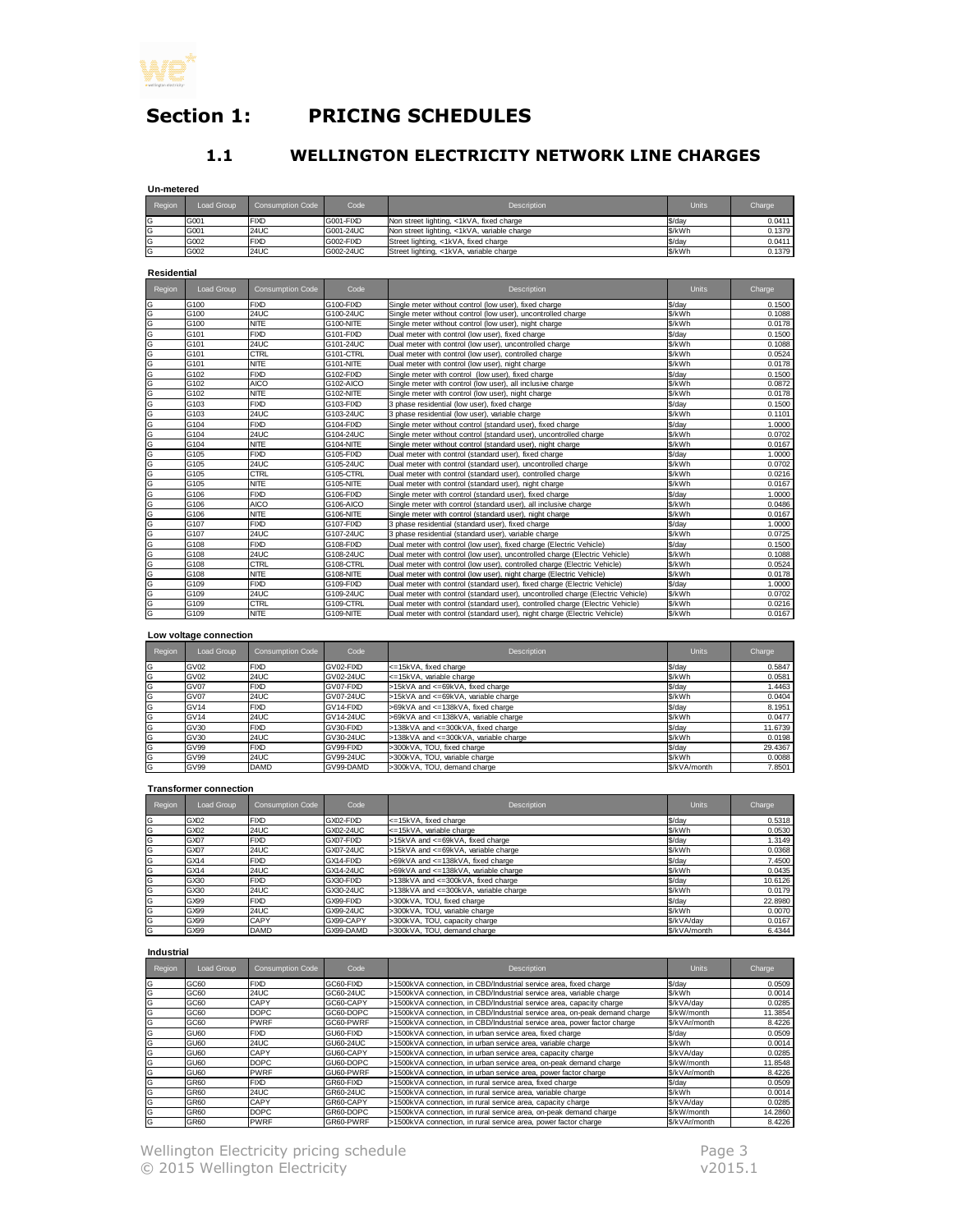# Section 1: PRICING SCHEDULES

## 1.1 WELLINGTON ELECTRICITY NETWORK LINE CHARGES

**Un-metered**

| Region | Load Group | Consumption Code | Code | Description | Units | Charge |
|---|---|---|---|---|---|---|
| G | G001 | FIXD | G001-FIXD | Non street lighting, <1kVA, fixed charge | $/day | 0.0411 |
| G | G001 | 24UC | G001-24UC | Non street lighting, <1kVA, variable charge | $/kWh | 0.1379 |
| G | G002 | FIXD | G002-FIXD | Street lighting, <1kVA, fixed charge | $/day | 0.0411 |
| G | G002 | 24UC | G002-24UC | Street lighting, <1kVA, variable charge | $/kWh | 0.1379 |

**Residential**

| Region | Load Group | Consumption Code | Code | Description | Units | Charge |
|---|---|---|---|---|---|---|
| G | G100 | FIXD | G100-FIXD | Single meter without control (low user), fixed charge | $/day | 0.1500 |
| G | G100 | 24UC | G100-24UC | Single meter without control (low user), uncontrolled charge | $/kWh | 0.1088 |
| G | G100 | NITE | G100-NITE | Single meter without control (low user), night charge | $/kWh | 0.0178 |
| G | G101 | FIXD | G101-FIXD | Dual meter with control (low user), fixed charge | $/day | 0.1500 |
| G | G101 | 24UC | G101-24UC | Dual meter with control (low user), uncontrolled charge | $/kWh | 0.1088 |
| G | G101 | CTRL | G101-CTRL | Dual meter with control (low user), controlled charge | $/kWh | 0.0524 |
| G | G101 | NITE | G101-NITE | Dual meter with control (low user), night charge | $/kWh | 0.0178 |
| G | G102 | FIXD | G102-FIXD | Single meter with control (low user), fixed charge | $/day | 0.1500 |
| G | G102 | AICO | G102-AICO | Single meter with control (low user), all inclusive charge | $/kWh | 0.0872 |
| G | G102 | NITE | G102-NITE | Single meter with control (low user), night charge | $/kWh | 0.0178 |
| G | G103 | FIXD | G103-FIXD | 3 phase residential (low user), fixed charge | $/day | 0.1500 |
| G | G103 | 24UC | G103-24UC | 3 phase residential (low user), variable charge | $/kWh | 0.1101 |
| G | G104 | FIXD | G104-FIXD | Single meter without control (standard user), fixed charge | $/day | 1.0000 |
| G | G104 | 24UC | G104-24UC | Single meter without control (standard user), uncontrolled charge | $/kWh | 0.0702 |
| G | G104 | NITE | G104-NITE | Single meter without control (standard user), night charge | $/kWh | 0.0167 |
| G | G105 | FIXD | G105-FIXD | Dual meter with control (standard user), fixed charge | $/day | 1.0000 |
| G | G105 | 24UC | G105-24UC | Dual meter with control (standard user), uncontrolled charge | $/kWh | 0.0702 |
| G | G105 | CTRL | G105-CTRL | Dual meter with control (standard user), controlled charge | $/kWh | 0.0216 |
| G | G105 | NITE | G105-NITE | Dual meter with control (standard user), night charge | $/kWh | 0.0167 |
| G | G106 | FIXD | G106-FIXD | Single meter with control (standard user), fixed charge | $/day | 1.0000 |
| G | G106 | AICO | G106-AICO | Single meter with control (standard user), all inclusive charge | $/kWh | 0.0486 |
| G | G106 | NITE | G106-NITE | Single meter with control (standard user), night charge | $/kWh | 0.0167 |
| G | G107 | FIXD | G107-FIXD | 3 phase residential (standard user), fixed charge | $/day | 1.0000 |
| G | G107 | 24UC | G107-24UC | 3 phase residential (standard user), variable charge | $/kWh | 0.0725 |
| G | G108 | FIXD | G108-FIXD | Dual meter with control (low user), fixed charge (Electric Vehicle) | $/day | 0.1500 |
| G | G108 | 24UC | G108-24UC | Dual meter with control (low user), uncontrolled charge (Electric Vehicle) | $/kWh | 0.1088 |
| G | G108 | CTRL | G108-CTRL | Dual meter with control (low user), controlled charge (Electric Vehicle) | $/kWh | 0.0524 |
| G | G108 | NITE | G108-NITE | Dual meter with control (low user), night charge (Electric Vehicle) | $/kWh | 0.0178 |
| G | G109 | FIXD | G109-FIXD | Dual meter with control (standard user), fixed charge (Electric Vehicle) | $/day | 1.0000 |
| G | G109 | 24UC | G109-24UC | Dual meter with control (standard user), uncontrolled charge (Electric Vehicle) | $/kWh | 0.0702 |
| G | G109 | CTRL | G109-CTRL | Dual meter with control (standard user), controlled charge (Electric Vehicle) | $/kWh | 0.0216 |
| G | G109 | NITE | G109-NITE | Dual meter with control (standard user), night charge (Electric Vehicle) | $/kWh | 0.0167 |

**Low voltage connection**

| Region | Load Group | Consumption Code | Code | Description | Units | Charge |
|---|---|---|---|---|---|---|
| G | GV02 | FIXD | GV02-FIXD | <=15kVA, fixed charge | $/day | 0.5847 |
| G | GV02 | 24UC | GV02-24UC | <=15kVA, variable charge | $/kWh | 0.0581 |
| G | GV07 | FIXD | GV07-FIXD | >15kVA and <=69kVA, fixed charge | $/day | 1.4463 |
| G | GV07 | 24UC | GV07-24UC | >15kVA and <=69kVA, variable charge | $/kWh | 0.0404 |
| G | GV14 | FIXD | GV14-FIXD | >69kVA and <=138kVA, fixed charge | $/day | 8.1951 |
| G | GV14 | 24UC | GV14-24UC | >69kVA and <=138kVA, variable charge | $/kWh | 0.0477 |
| G | GV30 | FIXD | GV30-FIXD | >138kVA and <=300kVA, fixed charge | $/day | 11.6739 |
| G | GV30 | 24UC | GV30-24UC | >138kVA and <=300kVA, variable charge | $/kWh | 0.0198 |
| G | GV99 | FIXD | GV99-FIXD | >300kVA, TOU, fixed charge | $/day | 29.4367 |
| G | GV99 | 24UC | GV99-24UC | >300kVA, TOU, variable charge | $/kWh | 0.0088 |
| G | GV99 | DAMD | GV99-DAMD | >300kVA, TOU, demand charge | $/kVA/month | 7.8501 |

**Transformer connection**

| Region | Load Group | Consumption Code | Code | Description | Units | Charge |
|---|---|---|---|---|---|---|
| G | GX02 | FIXD | GX02-FIXD | <=15kVA, fixed charge | $/day | 0.5318 |
| G | GX02 | 24UC | GX02-24UC | <=15kVA, variable charge | $/kWh | 0.0530 |
| G | GX07 | FIXD | GX07-FIXD | >15kVA and <=69kVA, fixed charge | $/day | 1.3149 |
| G | GX07 | 24UC | GX07-24UC | >15kVA and <=69kVA, variable charge | $/kWh | 0.0368 |
| G | GX14 | FIXD | GX14-FIXD | >69kVA and <=138kVA, fixed charge | $/day | 7.4500 |
| G | GX14 | 24UC | GX14-24UC | >69kVA and <=138kVA, variable charge | $/kWh | 0.0435 |
| G | GX30 | FIXD | GX30-FIXD | >138kVA and <=300kVA, fixed charge | $/day | 10.6126 |
| G | GX30 | 24UC | GX30-24UC | >138kVA and <=300kVA, variable charge | $/kWh | 0.0179 |
| G | GX99 | FIXD | GX99-FIXD | >300kVA, TOU, fixed charge | $/day | 22.8980 |
| G | GX99 | 24UC | GX99-24UC | >300kVA, TOU, variable charge | $/kWh | 0.0070 |
| G | GX99 | CAPY | GX99-CAPY | >300kVA, TOU, capacity charge | $/kVA/day | 0.0167 |
| G | GX99 | DAMD | GX99-DAMD | >300kVA, TOU, demand charge | $/kVA/month | 6.4344 |

**Industrial**

| Region | Load Group | Consumption Code | Code | Description | Units | Charge |
|---|---|---|---|---|---|---|
| G | GC60 | FIXD | GC60-FIXD | >1500kVA connection, in CBD/Industrial service area, fixed charge | $/day | 0.0509 |
| G | GC60 | 24UC | GC60-24UC | >1500kVA connection, in CBD/Industrial service area, variable charge | $/kWh | 0.0014 |
| G | GC60 | CAPY | GC60-CAPY | >1500kVA connection, in CBD/Industrial service area, capacity charge | $/kVA/day | 0.0285 |
| G | GC60 | DOPC | GC60-DOPC | >1500kVA connection, in CBD/Industrial service area, on-peak demand charge | $/kW/month | 11.3854 |
| G | GC60 | PWRF | GC60-PWRF | >1500kVA connection, in CBD/Industrial service area, power factor charge | $/kVAr/month | 8.4226 |
| G | GU60 | FIXD | GU60-FIXD | >1500kVA connection, in urban service area, fixed charge | $/day | 0.0509 |
| G | GU60 | 24UC | GU60-24UC | >1500kVA connection, in urban service area, variable charge | $/kWh | 0.0014 |
| G | GU60 | CAPY | GU60-CAPY | >1500kVA connection, in urban service area, capacity charge | $/kVA/day | 0.0285 |
| G | GU60 | DOPC | GU60-DOPC | >1500kVA connection, in urban service area, on-peak demand charge | $/kW/month | 11.8548 |
| G | GU60 | PWRF | GU60-PWRF | >1500kVA connection, in urban service area, power factor charge | $/kVAr/month | 8.4226 |
| G | GR60 | FIXD | GR60-FIXD | >1500kVA connection, in rural service area, fixed charge | $/day | 0.0509 |
| G | GR60 | 24UC | GR60-24UC | >1500kVA connection, in rural service area, variable charge | $/kWh | 0.0014 |
| G | GR60 | CAPY | GR60-CAPY | >1500kVA connection, in rural service area, capacity charge | $/kVA/day | 0.0285 |
| G | GR60 | DOPC | GR60-DOPC | >1500kVA connection, in rural service area, on-peak demand charge | $/kW/month | 14.2860 |
| G | GR60 | PWRF | GR60-PWRF | >1500kVA connection, in rural service area, power factor charge | $/kVAr/month | 8.4226 |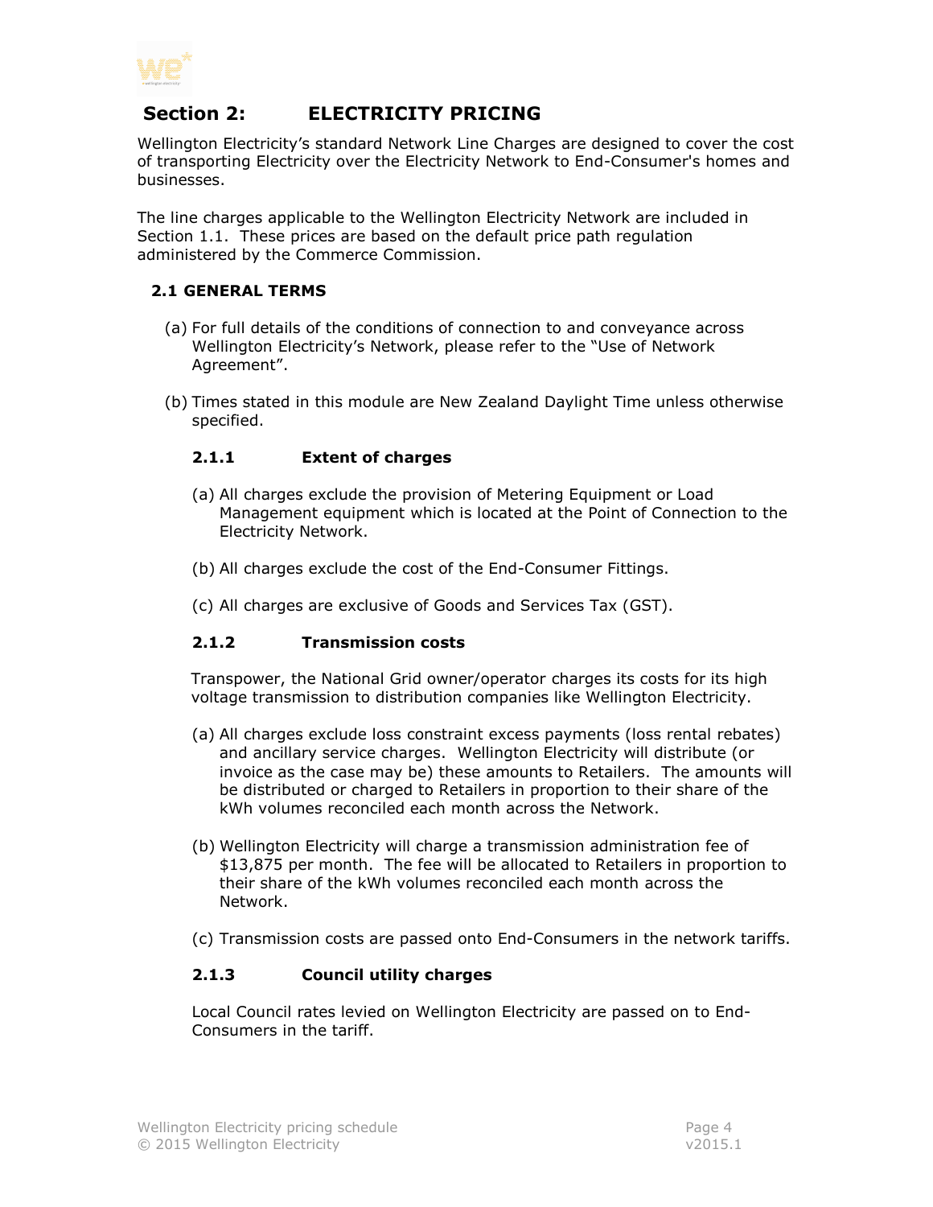# Section 2: ELECTRICITY PRICING

Wellington Electricity's standard Network Line Charges are designed to cover the cost of transporting Electricity over the Electricity Network to End-Consumer's homes and businesses.

The line charges applicable to the Wellington Electricity Network are included in Section 1.1. These prices are based on the default price path regulation administered by the Commerce Commission.

## 2.1 GENERAL TERMS

(a) For full details of the conditions of connection to and conveyance across Wellington Electricity's Network, please refer to the "Use of Network Agreement".

(b) Times stated in this module are New Zealand Daylight Time unless otherwise specified.

### 2.1.1 Extent of charges

(a) All charges exclude the provision of Metering Equipment or Load Management equipment which is located at the Point of Connection to the Electricity Network.

(b) All charges exclude the cost of the End-Consumer Fittings.

(c) All charges are exclusive of Goods and Services Tax (GST).

### 2.1.2 Transmission costs

Transpower, the National Grid owner/operator charges its costs for its high voltage transmission to distribution companies like Wellington Electricity.

(a) All charges exclude loss constraint excess payments (loss rental rebates) and ancillary service charges. Wellington Electricity will distribute (or invoice as the case may be) these amounts to Retailers. The amounts will be distributed or charged to Retailers in proportion to their share of the kWh volumes reconciled each month across the Network.

(b) Wellington Electricity will charge a transmission administration fee of $13,875 per month. The fee will be allocated to Retailers in proportion to their share of the kWh volumes reconciled each month across the Network.

(c) Transmission costs are passed onto End-Consumers in the network tariffs.

### 2.1.3 Council utility charges

Local Council rates levied on Wellington Electricity are passed on to End-Consumers in the tariff.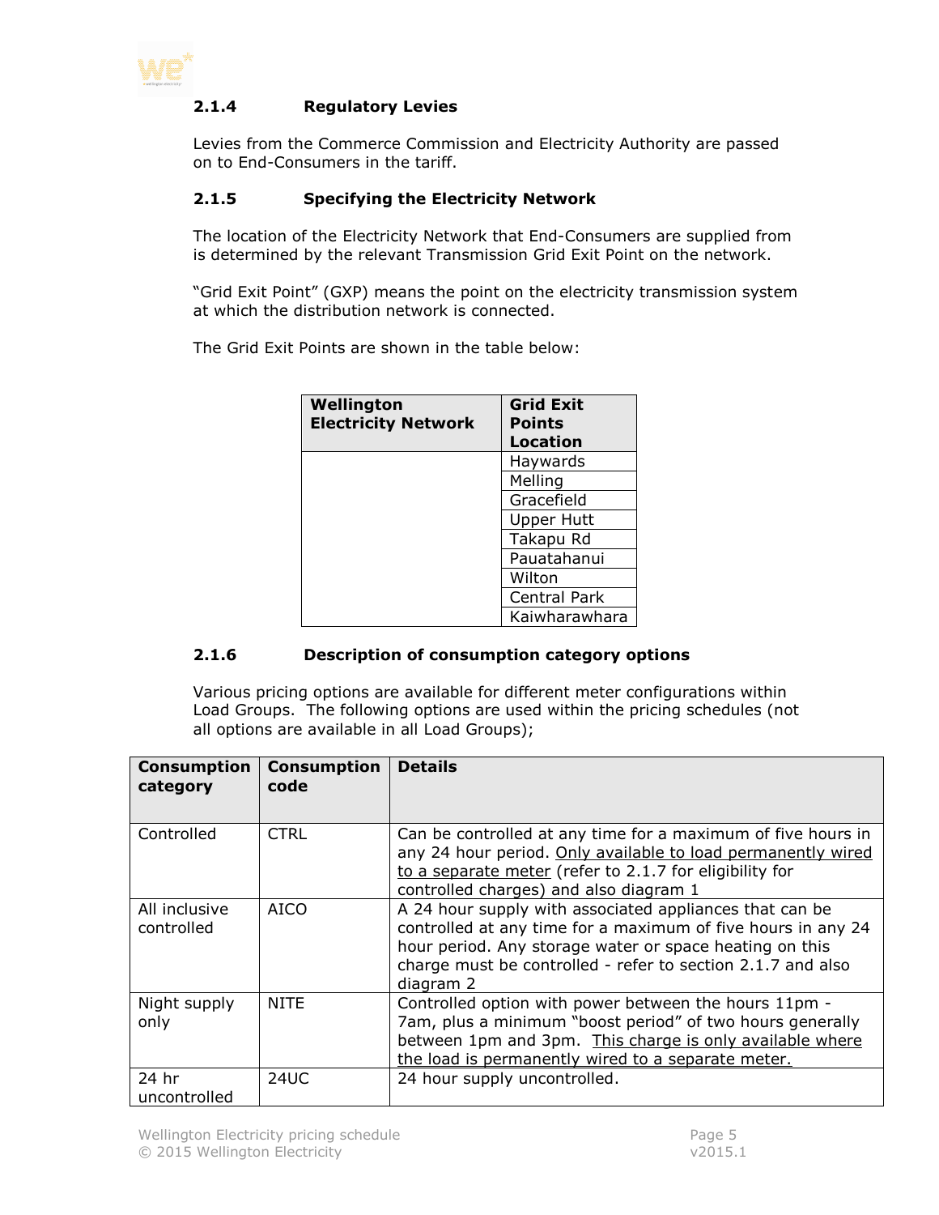### 2.1.4 Regulatory Levies

Levies from the Commerce Commission and Electricity Authority are passed on to End-Consumers in the tariff.

### 2.1.5 Specifying the Electricity Network

The location of the Electricity Network that End-Consumers are supplied from is determined by the relevant Transmission Grid Exit Point on the network.

"Grid Exit Point" (GXP) means the point on the electricity transmission system at which the distribution network is connected.

The Grid Exit Points are shown in the table below:

| Wellington Electricity Network | Grid Exit Points Location |
|---|---|
| | Haywards |
| | Melling |
| | Gracefield |
| | Upper Hutt |
| | Takapu Rd |
| | Pauatahanui |
| | Wilton |
| | Central Park |
| | Kaiwharawhara |

### 2.1.6 Description of consumption category options

Various pricing options are available for different meter configurations within Load Groups. The following options are used within the pricing schedules (not all options are available in all Load Groups);

| Consumption category | Consumption code | Details |
|---|---|---|
| Controlled | CTRL | Can be controlled at any time for a maximum of five hours in any 24 hour period. Only available to load permanently wired to a separate meter (refer to 2.1.7 for eligibility for controlled charges) and also diagram 1 |
| All inclusive controlled | AICO | A 24 hour supply with associated appliances that can be controlled at any time for a maximum of five hours in any 24 hour period. Any storage water or space heating on this charge must be controlled - refer to section 2.1.7 and also diagram 2 |
| Night supply only | NITE | Controlled option with power between the hours 11pm - 7am, plus a minimum "boost period" of two hours generally between 1pm and 3pm. This charge is only available where the load is permanently wired to a separate meter. |
| 24 hr uncontrolled | 24UC | 24 hour supply uncontrolled. |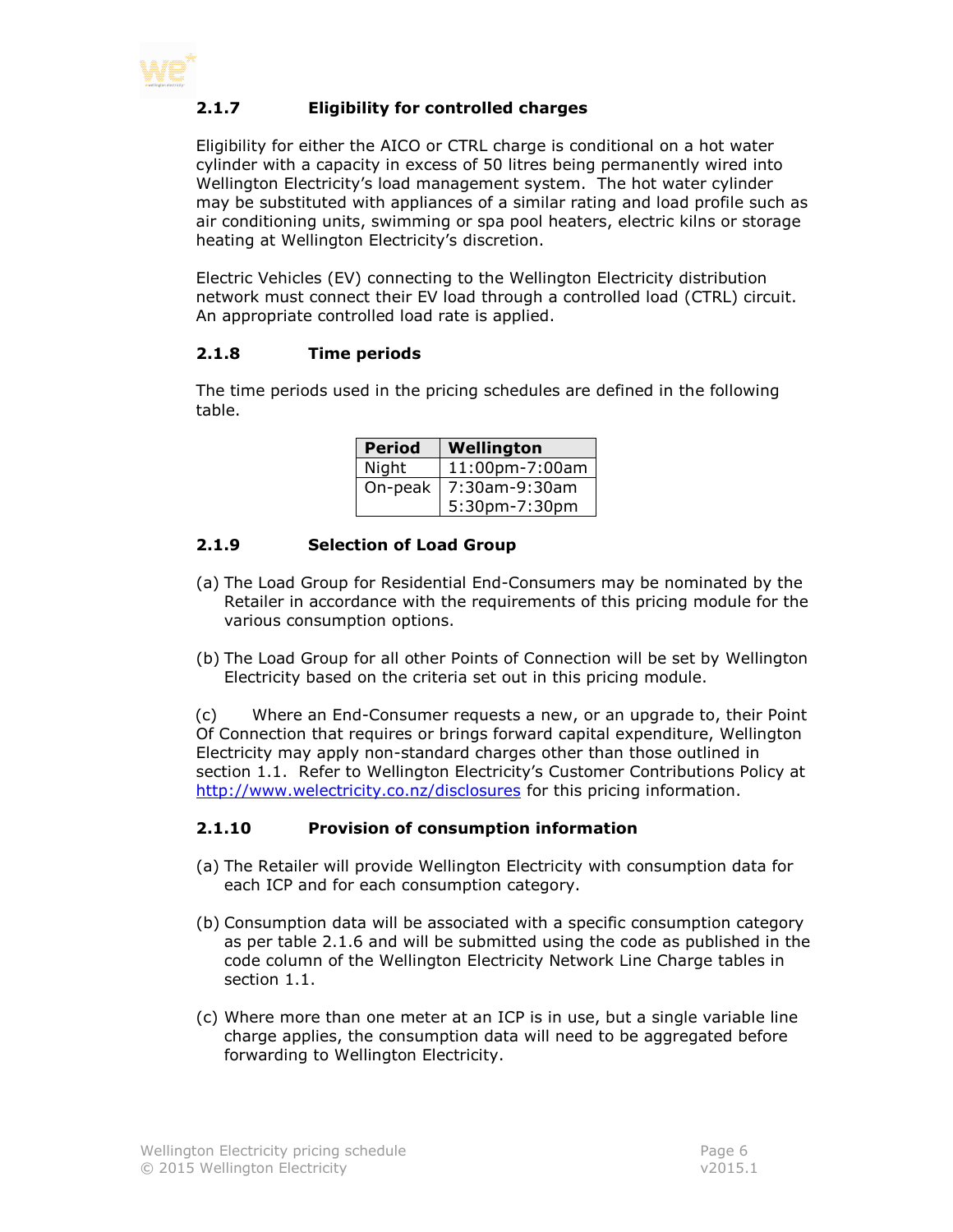### 2.1.7 Eligibility for controlled charges

Eligibility for either the AICO or CTRL charge is conditional on a hot water cylinder with a capacity in excess of 50 litres being permanently wired into Wellington Electricity's load management system. The hot water cylinder may be substituted with appliances of a similar rating and load profile such as air conditioning units, swimming or spa pool heaters, electric kilns or storage heating at Wellington Electricity's discretion.

Electric Vehicles (EV) connecting to the Wellington Electricity distribution network must connect their EV load through a controlled load (CTRL) circuit. An appropriate controlled load rate is applied.

### 2.1.8 Time periods

The time periods used in the pricing schedules are defined in the following table.

| Period | Wellington |
|---|---|
| Night | 11:00pm-7:00am |
| On-peak | 7:30am-9:30am<br>5:30pm-7:30pm |

### 2.1.9 Selection of Load Group

(a) The Load Group for Residential End-Consumers may be nominated by the Retailer in accordance with the requirements of this pricing module for the various consumption options.

(b) The Load Group for all other Points of Connection will be set by Wellington Electricity based on the criteria set out in this pricing module.

(c) Where an End-Consumer requests a new, or an upgrade to, their Point Of Connection that requires or brings forward capital expenditure, Wellington Electricity may apply non-standard charges other than those outlined in section 1.1. Refer to Wellington Electricity's Customer Contributions Policy at http://www.welectricity.co.nz/disclosures for this pricing information.

### 2.1.10 Provision of consumption information

(a) The Retailer will provide Wellington Electricity with consumption data for each ICP and for each consumption category.

(b) Consumption data will be associated with a specific consumption category as per table 2.1.6 and will be submitted using the code as published in the code column of the Wellington Electricity Network Line Charge tables in section 1.1.

(c) Where more than one meter at an ICP is in use, but a single variable line charge applies, the consumption data will need to be aggregated before forwarding to Wellington Electricity.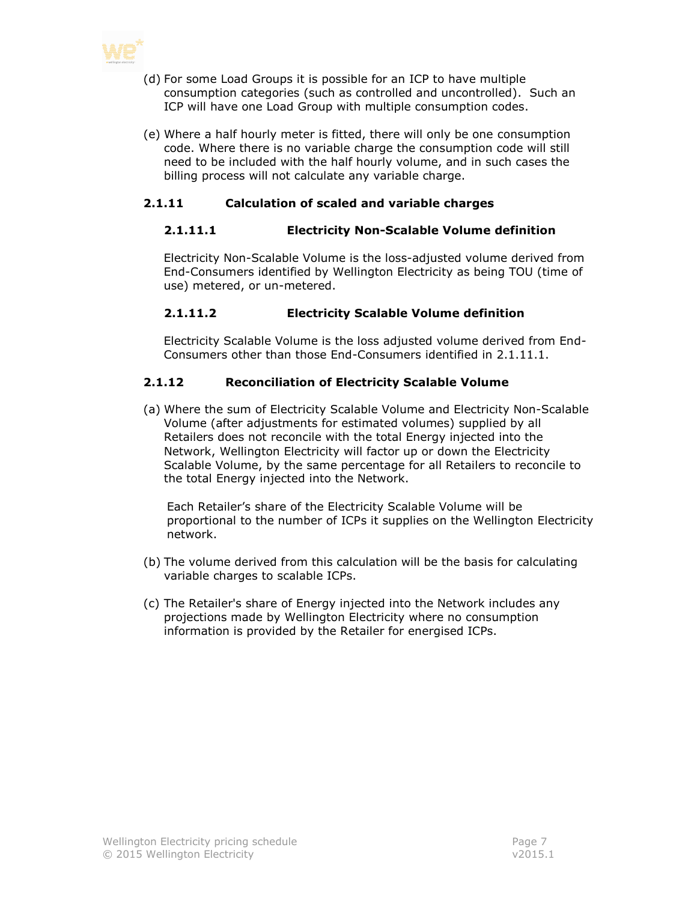(d) For some Load Groups it is possible for an ICP to have multiple consumption categories (such as controlled and uncontrolled). Such an ICP will have one Load Group with multiple consumption codes.

(e) Where a half hourly meter is fitted, there will only be one consumption code. Where there is no variable charge the consumption code will still need to be included with the half hourly volume, and in such cases the billing process will not calculate any variable charge.

### 2.1.11 Calculation of scaled and variable charges

#### 2.1.11.1 Electricity Non-Scalable Volume definition

Electricity Non-Scalable Volume is the loss-adjusted volume derived from End-Consumers identified by Wellington Electricity as being TOU (time of use) metered, or un-metered.

#### 2.1.11.2 Electricity Scalable Volume definition

Electricity Scalable Volume is the loss adjusted volume derived from End-Consumers other than those End-Consumers identified in 2.1.11.1.

### 2.1.12 Reconciliation of Electricity Scalable Volume

(a) Where the sum of Electricity Scalable Volume and Electricity Non-Scalable Volume (after adjustments for estimated volumes) supplied by all Retailers does not reconcile with the total Energy injected into the Network, Wellington Electricity will factor up or down the Electricity Scalable Volume, by the same percentage for all Retailers to reconcile to the total Energy injected into the Network.

Each Retailer's share of the Electricity Scalable Volume will be proportional to the number of ICPs it supplies on the Wellington Electricity network.

(b) The volume derived from this calculation will be the basis for calculating variable charges to scalable ICPs.

(c) The Retailer's share of Energy injected into the Network includes any projections made by Wellington Electricity where no consumption information is provided by the Retailer for energised ICPs.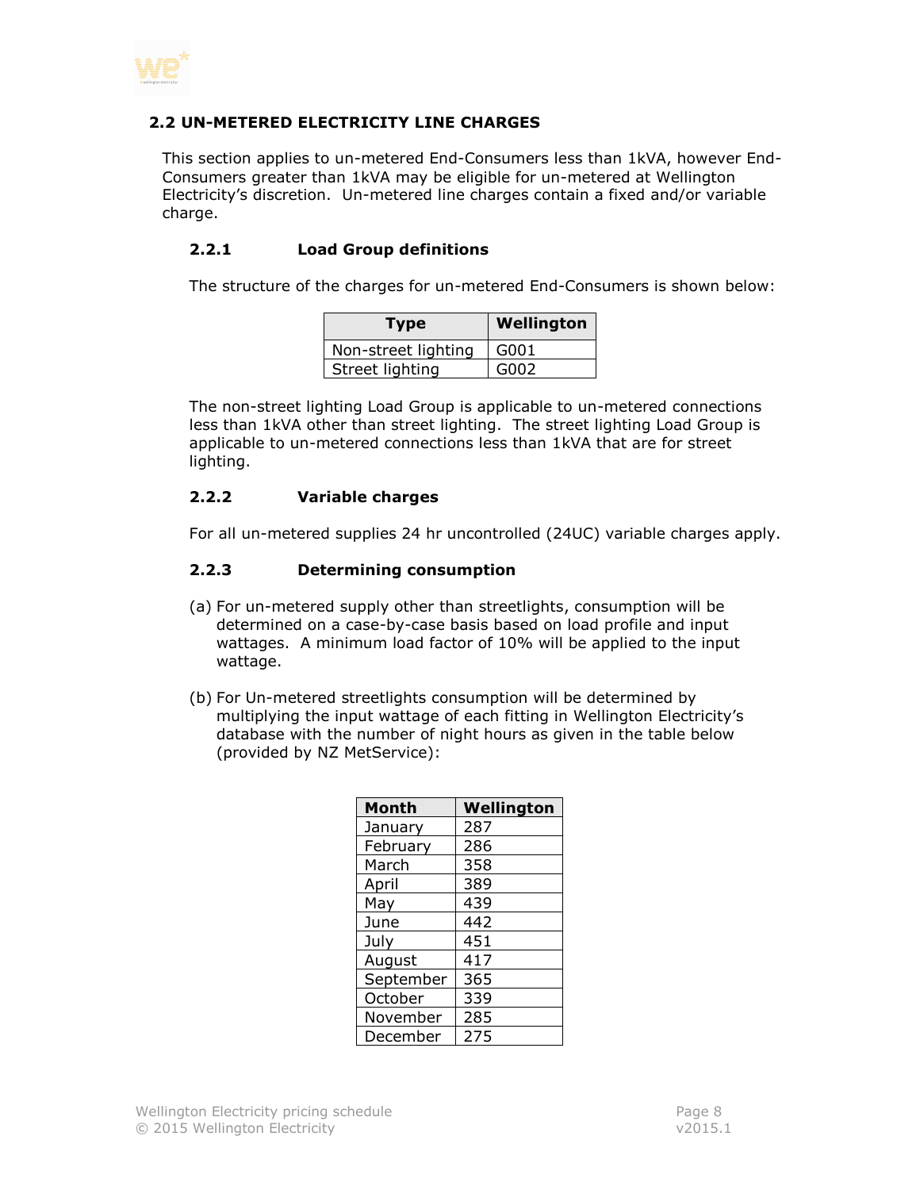## 2.2 UN-METERED ELECTRICITY LINE CHARGES

This section applies to un-metered End-Consumers less than 1kVA, however End-Consumers greater than 1kVA may be eligible for un-metered at Wellington Electricity's discretion. Un-metered line charges contain a fixed and/or variable charge.

### 2.2.1 Load Group definitions

The structure of the charges for un-metered End-Consumers is shown below:

| Type | Wellington |
|---|---|
| Non-street lighting | G001 |
| Street lighting | G002 |

The non-street lighting Load Group is applicable to un-metered connections less than 1kVA other than street lighting. The street lighting Load Group is applicable to un-metered connections less than 1kVA that are for street lighting.

### 2.2.2 Variable charges

For all un-metered supplies 24 hr uncontrolled (24UC) variable charges apply.

### 2.2.3 Determining consumption

(a) For un-metered supply other than streetlights, consumption will be determined on a case-by-case basis based on load profile and input wattages. A minimum load factor of 10% will be applied to the input wattage.

(b) For Un-metered streetlights consumption will be determined by multiplying the input wattage of each fitting in Wellington Electricity's database with the number of night hours as given in the table below (provided by NZ MetService):

| Month | Wellington |
|---|---|
| January | 287 |
| February | 286 |
| March | 358 |
| April | 389 |
| May | 439 |
| June | 442 |
| July | 451 |
| August | 417 |
| September | 365 |
| October | 339 |
| November | 285 |
| December | 275 |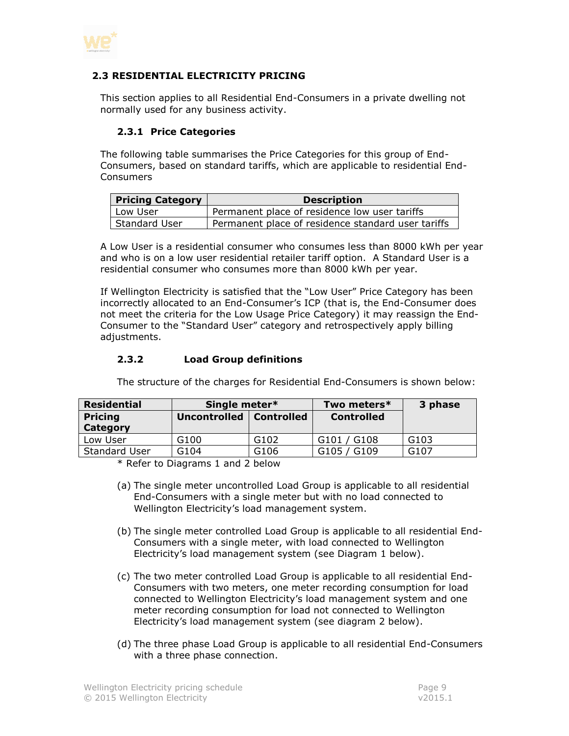## 2.3 RESIDENTIAL ELECTRICITY PRICING

This section applies to all Residential End-Consumers in a private dwelling not normally used for any business activity.

### 2.3.1 Price Categories

The following table summarises the Price Categories for this group of End-Consumers, based on standard tariffs, which are applicable to residential End-Consumers

| Pricing Category | Description |
|---|---|
| Low User | Permanent place of residence low user tariffs |
| Standard User | Permanent place of residence standard user tariffs |

A Low User is a residential consumer who consumes less than 8000 kWh per year and who is on a low user residential retailer tariff option. A Standard User is a residential consumer who consumes more than 8000 kWh per year.

If Wellington Electricity is satisfied that the "Low User" Price Category has been incorrectly allocated to an End-Consumer's ICP (that is, the End-Consumer does not meet the criteria for the Low Usage Price Category) it may reassign the End-Consumer to the "Standard User" category and retrospectively apply billing adjustments.

### 2.3.2 Load Group definitions

The structure of the charges for Residential End-Consumers is shown below:

| Residential | Single meter* | | Two meters* | 3 phase |
|---|---|---|---|---|
| **Pricing Category** | **Uncontrolled** | **Controlled** | **Controlled** | |
| Low User | G100 | G102 | G101 / G108 | G103 |
| Standard User | G104 | G106 | G105 / G109 | G107 |

\* Refer to Diagrams 1 and 2 below

(a) The single meter uncontrolled Load Group is applicable to all residential End-Consumers with a single meter but with no load connected to Wellington Electricity's load management system.

(b) The single meter controlled Load Group is applicable to all residential End-Consumers with a single meter, with load connected to Wellington Electricity's load management system (see Diagram 1 below).

(c) The two meter controlled Load Group is applicable to all residential End-Consumers with two meters, one meter recording consumption for load connected to Wellington Electricity's load management system and one meter recording consumption for load not connected to Wellington Electricity's load management system (see diagram 2 below).

(d) The three phase Load Group is applicable to all residential End-Consumers with a three phase connection.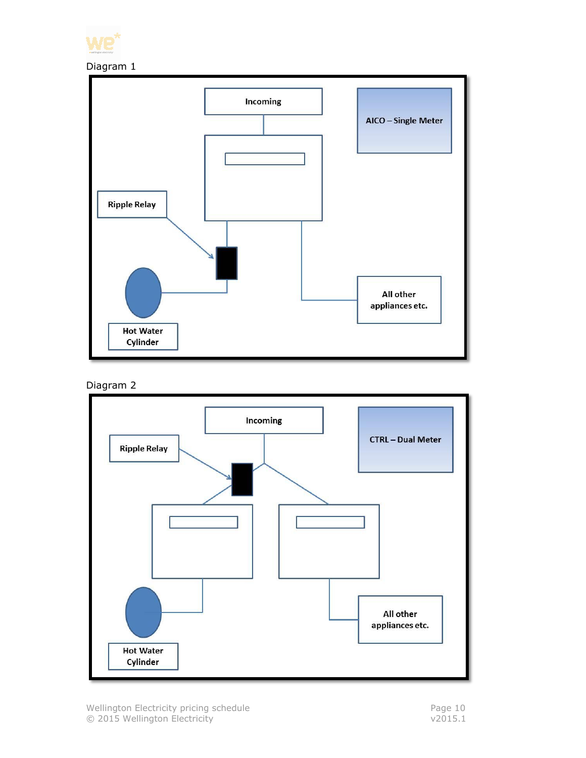Diagram 1

Incoming

AICO – Single Meter

Ripple Relay

All other appliances etc.

Hot Water Cylinder

Diagram 2

Incoming

CTRL – Dual Meter

Ripple Relay

All other appliances etc.

Hot Water Cylinder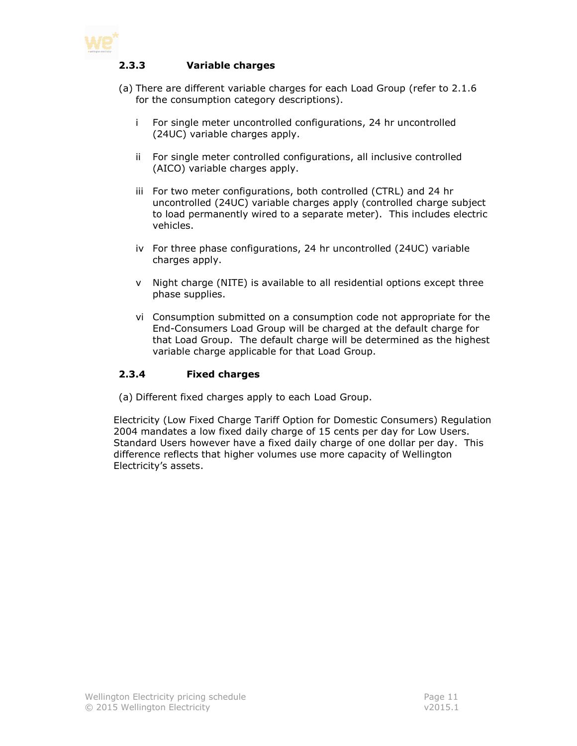### 2.3.3 Variable charges

(a) There are different variable charges for each Load Group (refer to 2.1.6 for the consumption category descriptions).

i For single meter uncontrolled configurations, 24 hr uncontrolled (24UC) variable charges apply.

ii For single meter controlled configurations, all inclusive controlled (AICO) variable charges apply.

iii For two meter configurations, both controlled (CTRL) and 24 hr uncontrolled (24UC) variable charges apply (controlled charge subject to load permanently wired to a separate meter). This includes electric vehicles.

iv For three phase configurations, 24 hr uncontrolled (24UC) variable charges apply.

v Night charge (NITE) is available to all residential options except three phase supplies.

vi Consumption submitted on a consumption code not appropriate for the End-Consumers Load Group will be charged at the default charge for that Load Group. The default charge will be determined as the highest variable charge applicable for that Load Group.

### 2.3.4 Fixed charges

(a) Different fixed charges apply to each Load Group.

Electricity (Low Fixed Charge Tariff Option for Domestic Consumers) Regulation 2004 mandates a low fixed daily charge of 15 cents per day for Low Users. Standard Users however have a fixed daily charge of one dollar per day. This difference reflects that higher volumes use more capacity of Wellington Electricity's assets.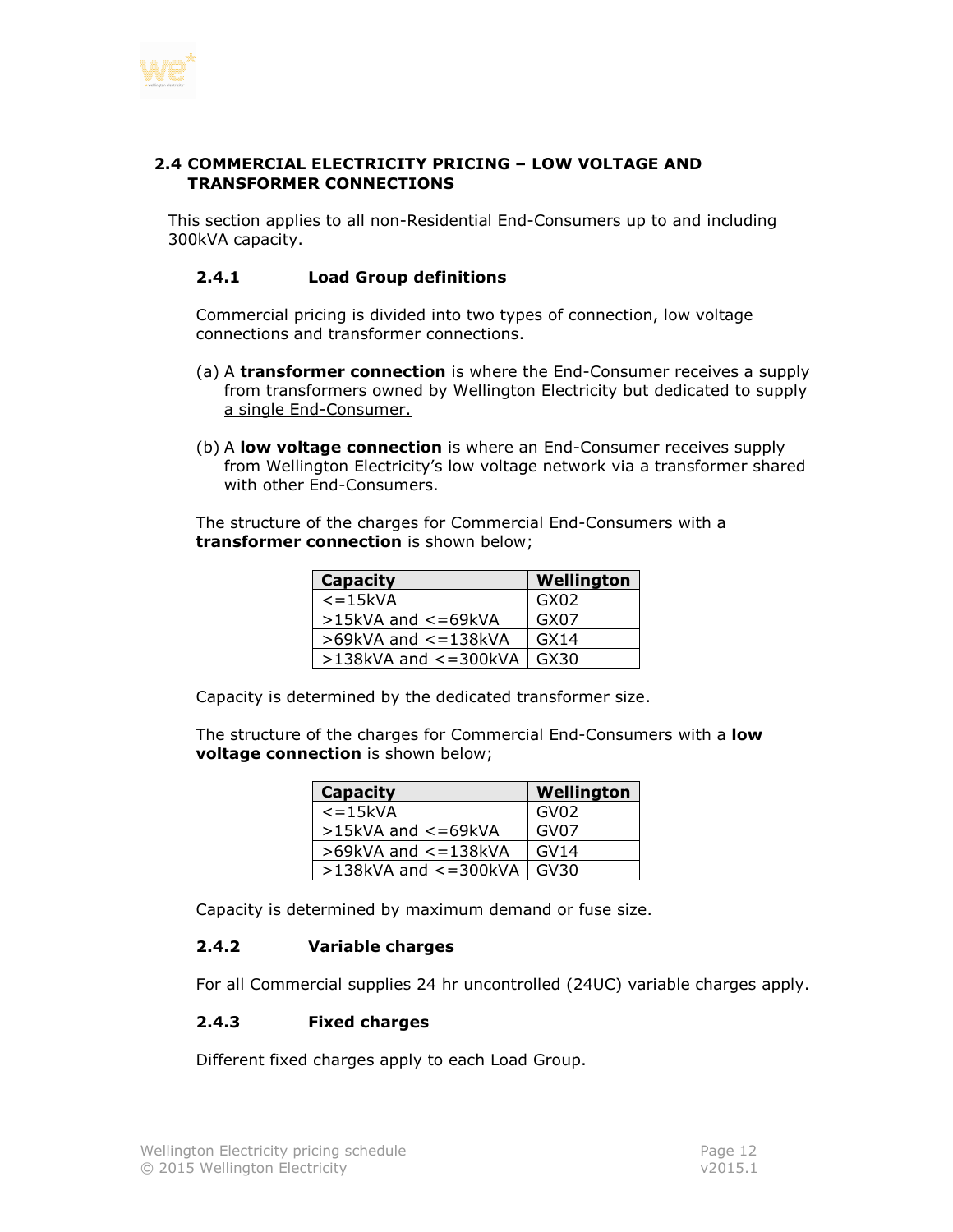## 2.4 COMMERCIAL ELECTRICITY PRICING – LOW VOLTAGE AND TRANSFORMER CONNECTIONS

This section applies to all non-Residential End-Consumers up to and including 300kVA capacity.

### 2.4.1 Load Group definitions

Commercial pricing is divided into two types of connection, low voltage connections and transformer connections.

(a) A **transformer connection** is where the End-Consumer receives a supply from transformers owned by Wellington Electricity but dedicated to supply a single End-Consumer.

(b) A **low voltage connection** is where an End-Consumer receives supply from Wellington Electricity's low voltage network via a transformer shared with other End-Consumers.

The structure of the charges for Commercial End-Consumers with a **transformer connection** is shown below;

| Capacity | Wellington |
|---|---|
| <=15kVA | GX02 |
| >15kVA and <=69kVA | GX07 |
| >69kVA and <=138kVA | GX14 |
| >138kVA and <=300kVA | GX30 |

Capacity is determined by the dedicated transformer size.

The structure of the charges for Commercial End-Consumers with a **low voltage connection** is shown below;

| Capacity | Wellington |
|---|---|
| <=15kVA | GV02 |
| >15kVA and <=69kVA | GV07 |
| >69kVA and <=138kVA | GV14 |
| >138kVA and <=300kVA | GV30 |

Capacity is determined by maximum demand or fuse size.

### 2.4.2 Variable charges

For all Commercial supplies 24 hr uncontrolled (24UC) variable charges apply.

### 2.4.3 Fixed charges

Different fixed charges apply to each Load Group.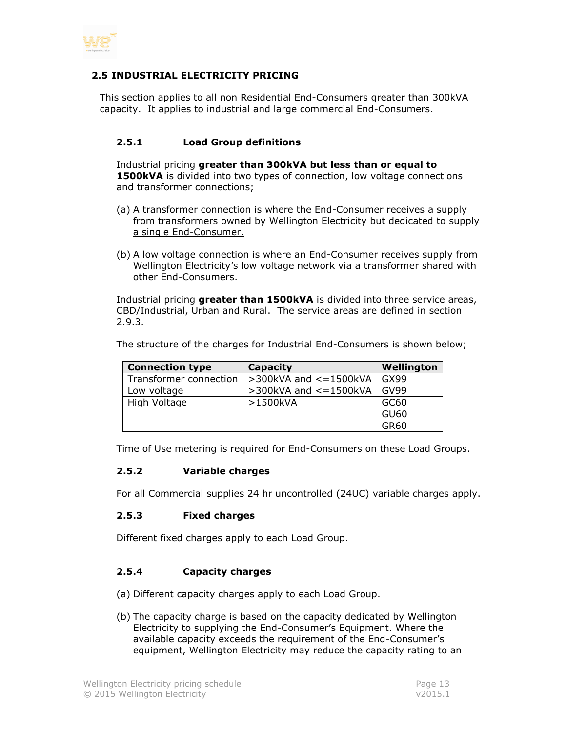## 2.5 INDUSTRIAL ELECTRICITY PRICING

This section applies to all non Residential End-Consumers greater than 300kVA capacity. It applies to industrial and large commercial End-Consumers.

### 2.5.1 Load Group definitions

Industrial pricing **greater than 300kVA but less than or equal to 1500kVA** is divided into two types of connection, low voltage connections and transformer connections;

(a) A transformer connection is where the End-Consumer receives a supply from transformers owned by Wellington Electricity but dedicated to supply a single End-Consumer.

(b) A low voltage connection is where an End-Consumer receives supply from Wellington Electricity's low voltage network via a transformer shared with other End-Consumers.

Industrial pricing **greater than 1500kVA** is divided into three service areas, CBD/Industrial, Urban and Rural. The service areas are defined in section 2.9.3.

The structure of the charges for Industrial End-Consumers is shown below;

| Connection type | Capacity | Wellington |
|---|---|---|
| Transformer connection | >300kVA and <=1500kVA | GX99 |
| Low voltage | >300kVA and <=1500kVA | GV99 |
| High Voltage | >1500kVA | GC60 |
| | | GU60 |
| | | GR60 |

Time of Use metering is required for End-Consumers on these Load Groups.

### 2.5.2 Variable charges

For all Commercial supplies 24 hr uncontrolled (24UC) variable charges apply.

### 2.5.3 Fixed charges

Different fixed charges apply to each Load Group.

### 2.5.4 Capacity charges

(a) Different capacity charges apply to each Load Group.

(b) The capacity charge is based on the capacity dedicated by Wellington Electricity to supplying the End-Consumer's Equipment. Where the available capacity exceeds the requirement of the End-Consumer's equipment, Wellington Electricity may reduce the capacity rating to an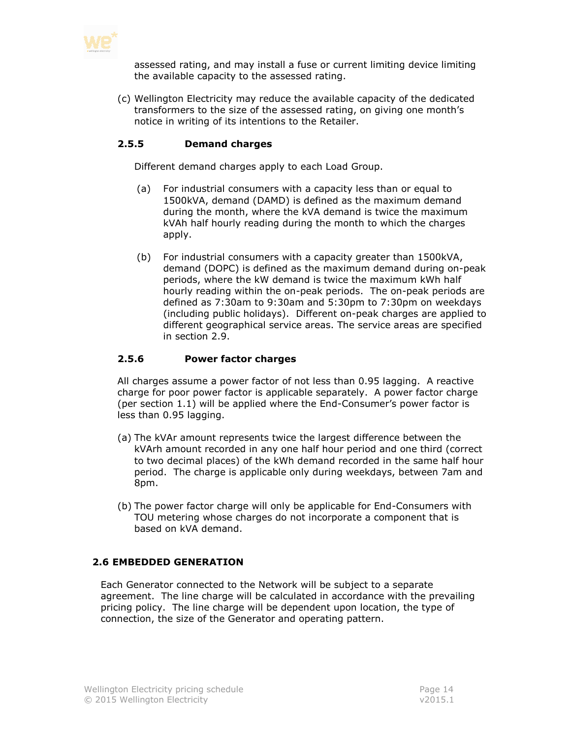assessed rating, and may install a fuse or current limiting device limiting the available capacity to the assessed rating.

(c) Wellington Electricity may reduce the available capacity of the dedicated transformers to the size of the assessed rating, on giving one month's notice in writing of its intentions to the Retailer.

### 2.5.5 Demand charges

Different demand charges apply to each Load Group.

(a) For industrial consumers with a capacity less than or equal to 1500kVA, demand (DAMD) is defined as the maximum demand during the month, where the kVA demand is twice the maximum kVAh half hourly reading during the month to which the charges apply.

(b) For industrial consumers with a capacity greater than 1500kVA, demand (DOPC) is defined as the maximum demand during on-peak periods, where the kW demand is twice the maximum kWh half hourly reading within the on-peak periods. The on-peak periods are defined as 7:30am to 9:30am and 5:30pm to 7:30pm on weekdays (including public holidays). Different on-peak charges are applied to different geographical service areas. The service areas are specified in section 2.9.

### 2.5.6 Power factor charges

All charges assume a power factor of not less than 0.95 lagging. A reactive charge for poor power factor is applicable separately. A power factor charge (per section 1.1) will be applied where the End-Consumer's power factor is less than 0.95 lagging.

(a) The kVAr amount represents twice the largest difference between the kVArh amount recorded in any one half hour period and one third (correct to two decimal places) of the kWh demand recorded in the same half hour period. The charge is applicable only during weekdays, between 7am and 8pm.

(b) The power factor charge will only be applicable for End-Consumers with TOU metering whose charges do not incorporate a component that is based on kVA demand.

## 2.6 EMBEDDED GENERATION

Each Generator connected to the Network will be subject to a separate agreement. The line charge will be calculated in accordance with the prevailing pricing policy. The line charge will be dependent upon location, the type of connection, the size of the Generator and operating pattern.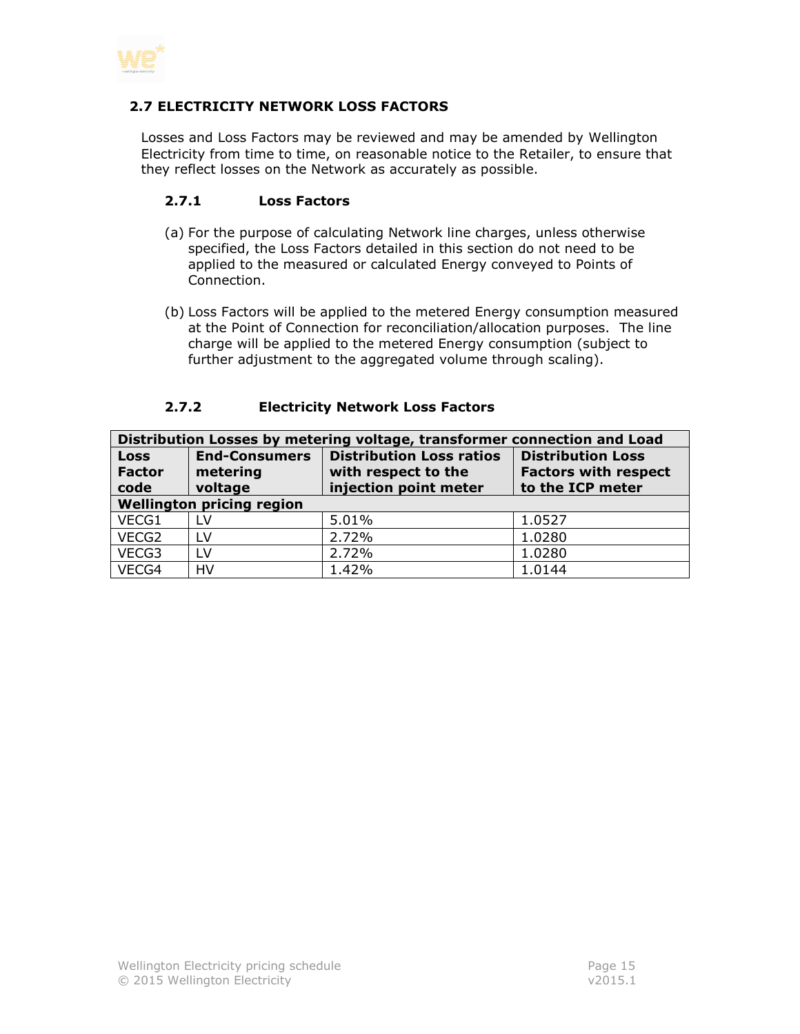## 2.7 ELECTRICITY NETWORK LOSS FACTORS

Losses and Loss Factors may be reviewed and may be amended by Wellington Electricity from time to time, on reasonable notice to the Retailer, to ensure that they reflect losses on the Network as accurately as possible.

### 2.7.1 Loss Factors

(a) For the purpose of calculating Network line charges, unless otherwise specified, the Loss Factors detailed in this section do not need to be applied to the measured or calculated Energy conveyed to Points of Connection.

(b) Loss Factors will be applied to the metered Energy consumption measured at the Point of Connection for reconciliation/allocation purposes. The line charge will be applied to the metered Energy consumption (subject to further adjustment to the aggregated volume through scaling).

### 2.7.2 Electricity Network Loss Factors

| **Distribution Losses by metering voltage, transformer connection and Load** | | | |
|---|---|---|---|
| **Loss Factor code** | **End-Consumers metering voltage** | **Distribution Loss ratios with respect to the injection point meter** | **Distribution Loss Factors with respect to the ICP meter** |
| **Wellington pricing region** | | | |
| VECG1 | LV | 5.01% | 1.0527 |
| VECG2 | LV | 2.72% | 1.0280 |
| VECG3 | LV | 2.72% | 1.0280 |
| VECG4 | HV | 1.42% | 1.0144 |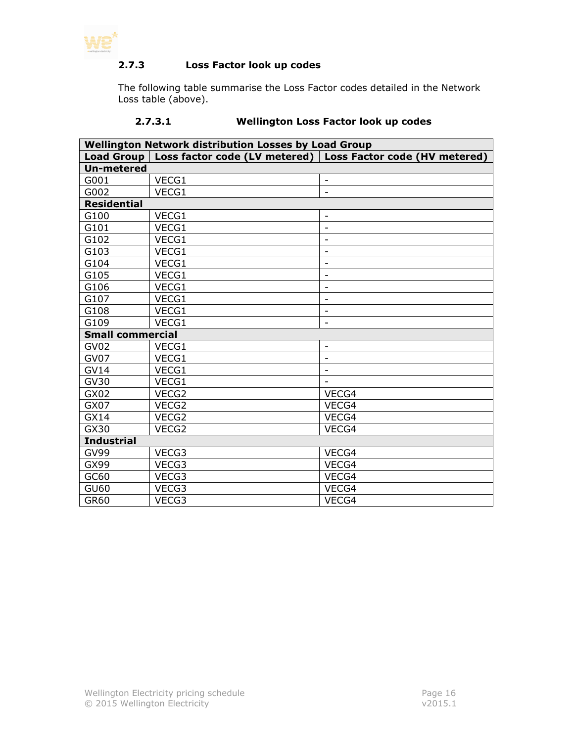### 2.7.3 Loss Factor look up codes

The following table summarise the Loss Factor codes detailed in the Network Loss table (above).

#### 2.7.3.1 Wellington Loss Factor look up codes

| **Wellington Network distribution Losses by Load Group** | | |
|---|---|---|
| **Load Group** | **Loss factor code (LV metered)** | **Loss Factor code (HV metered)** |
| **Un-metered** | | |
| G001 | VECG1 | - |
| G002 | VECG1 | - |
| **Residential** | | |
| G100 | VECG1 | - |
| G101 | VECG1 | - |
| G102 | VECG1 | - |
| G103 | VECG1 | - |
| G104 | VECG1 | - |
| G105 | VECG1 | - |
| G106 | VECG1 | - |
| G107 | VECG1 | - |
| G108 | VECG1 | - |
| G109 | VECG1 | - |
| **Small commercial** | | |
| GV02 | VECG1 | - |
| GV07 | VECG1 | - |
| GV14 | VECG1 | - |
| GV30 | VECG1 | - |
| GX02 | VECG2 | VECG4 |
| GX07 | VECG2 | VECG4 |
| GX14 | VECG2 | VECG4 |
| GX30 | VECG2 | VECG4 |
| **Industrial** | | |
| GV99 | VECG3 | VECG4 |
| GX99 | VECG3 | VECG4 |
| GC60 | VECG3 | VECG4 |
| GU60 | VECG3 | VECG4 |
| GR60 | VECG3 | VECG4 |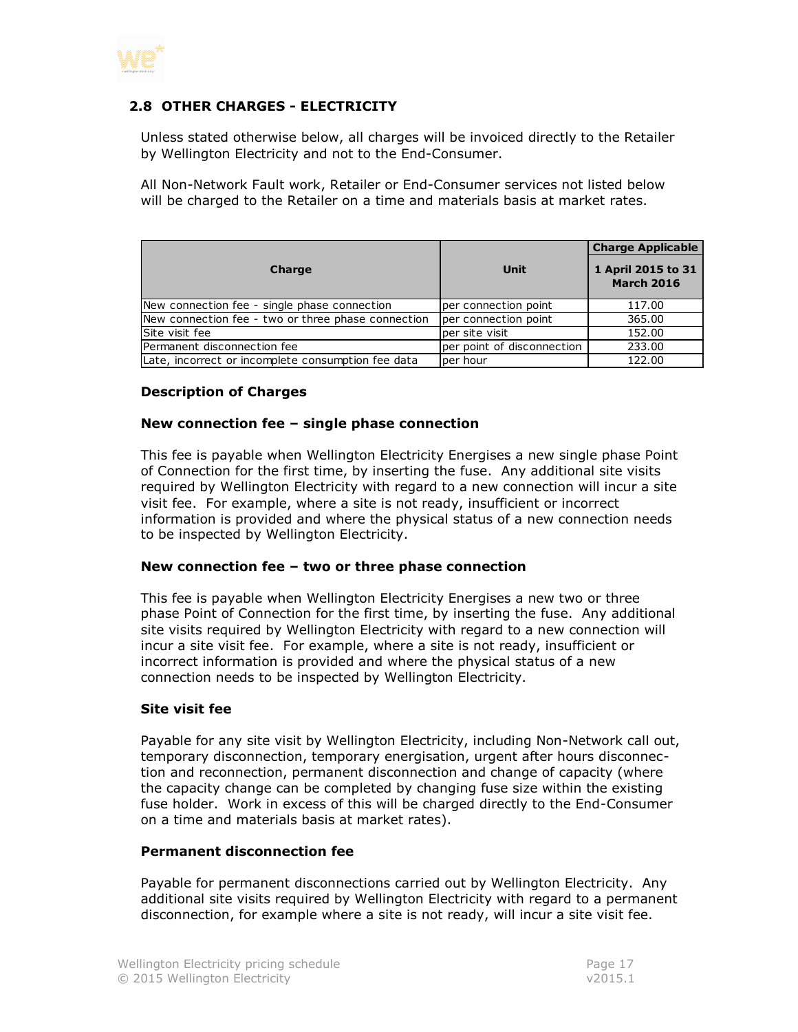## 2.8 OTHER CHARGES - ELECTRICITY

Unless stated otherwise below, all charges will be invoiced directly to the Retailer by Wellington Electricity and not to the End-Consumer.

All Non-Network Fault work, Retailer or End-Consumer services not listed below will be charged to the Retailer on a time and materials basis at market rates.

| Charge | Unit | Charge Applicable |
|---|---|---|
| | | 1 April 2015 to 31 March 2016 |
| New connection fee - single phase connection | per connection point | 117.00 |
| New connection fee - two or three phase connection | per connection point | 365.00 |
| Site visit fee | per site visit | 152.00 |
| Permanent disconnection fee | per point of disconnection | 233.00 |
| Late, incorrect or incomplete consumption fee data | per hour | 122.00 |

**Description of Charges**

**New connection fee – single phase connection**

This fee is payable when Wellington Electricity Energises a new single phase Point of Connection for the first time, by inserting the fuse. Any additional site visits required by Wellington Electricity with regard to a new connection will incur a site visit fee. For example, where a site is not ready, insufficient or incorrect information is provided and where the physical status of a new connection needs to be inspected by Wellington Electricity.

**New connection fee – two or three phase connection**

This fee is payable when Wellington Electricity Energises a new two or three phase Point of Connection for the first time, by inserting the fuse. Any additional site visits required by Wellington Electricity with regard to a new connection will incur a site visit fee. For example, where a site is not ready, insufficient or incorrect information is provided and where the physical status of a new connection needs to be inspected by Wellington Electricity.

**Site visit fee**

Payable for any site visit by Wellington Electricity, including Non-Network call out, temporary disconnection, temporary energisation, urgent after hours disconnection and reconnection, permanent disconnection and change of capacity (where the capacity change can be completed by changing fuse size within the existing fuse holder. Work in excess of this will be charged directly to the End-Consumer on a time and materials basis at market rates).

**Permanent disconnection fee**

Payable for permanent disconnections carried out by Wellington Electricity. Any additional site visits required by Wellington Electricity with regard to a permanent disconnection, for example where a site is not ready, will incur a site visit fee.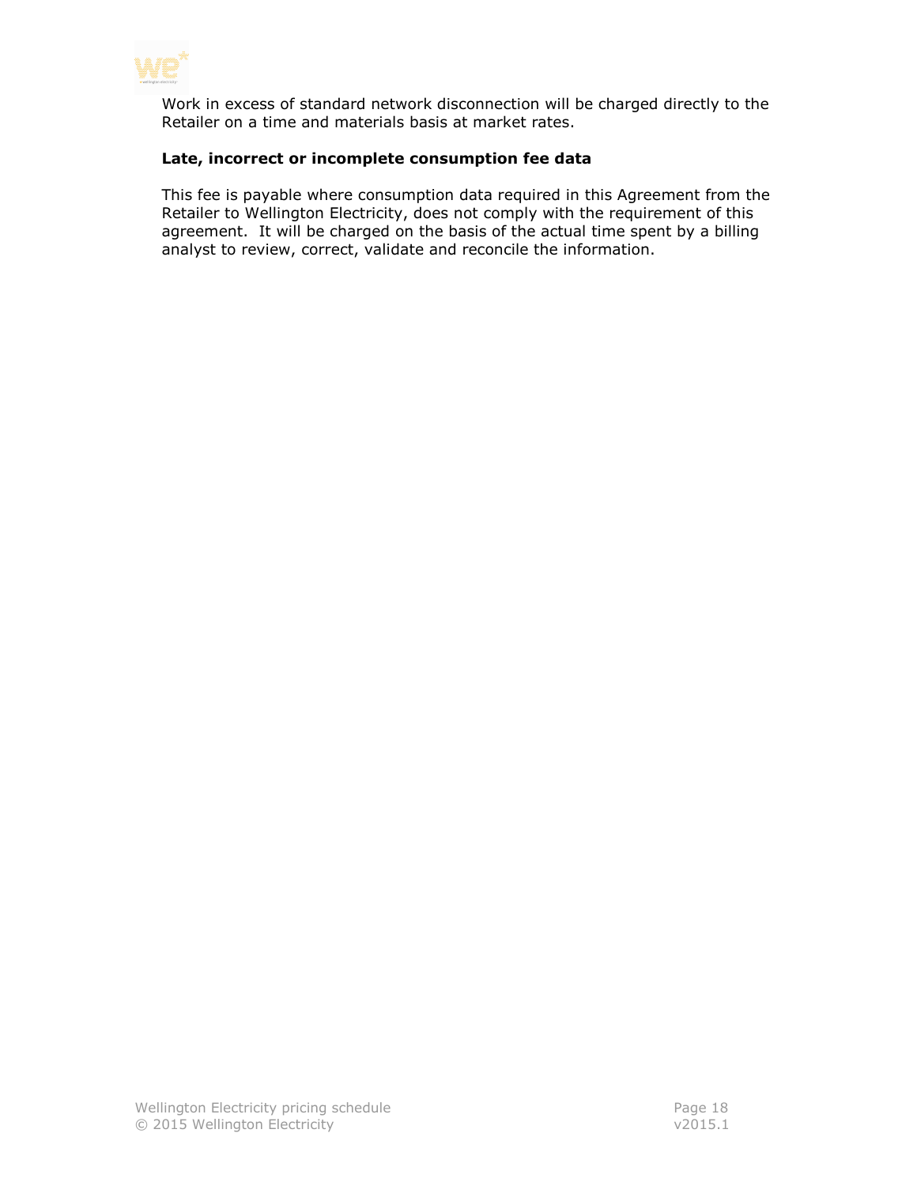Work in excess of standard network disconnection will be charged directly to the Retailer on a time and materials basis at market rates.

**Late, incorrect or incomplete consumption fee data**

This fee is payable where consumption data required in this Agreement from the Retailer to Wellington Electricity, does not comply with the requirement of this agreement. It will be charged on the basis of the actual time spent by a billing analyst to review, correct, validate and reconcile the information.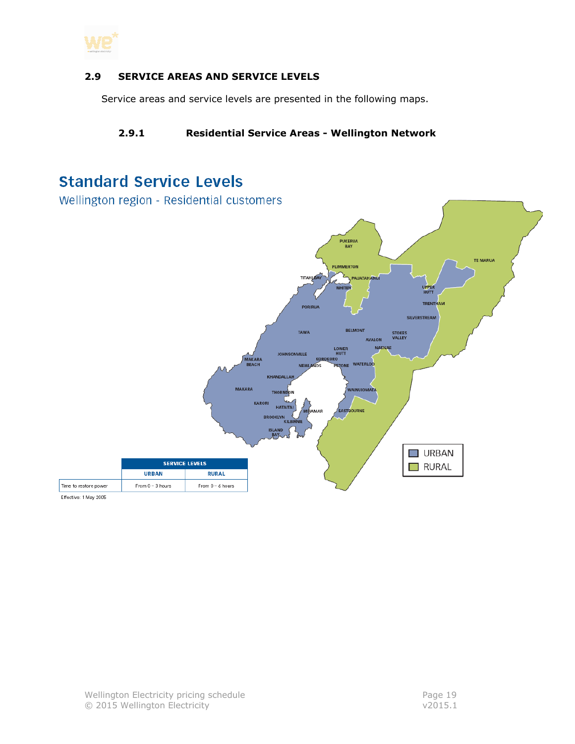## 2.9 SERVICE AREAS AND SERVICE LEVELS

Service areas and service levels are presented in the following maps.

### 2.9.1 Residential Service Areas - Wellington Network

# Standard Service Levels

Wellington region - Residential customers

| | SERVICE LEVELS | |
|---|---|---|
| | URBAN | RURAL |
| Time to restore power | From 0 – 3 hours | From 0 – 6 hours |

Effective: 1 May 2005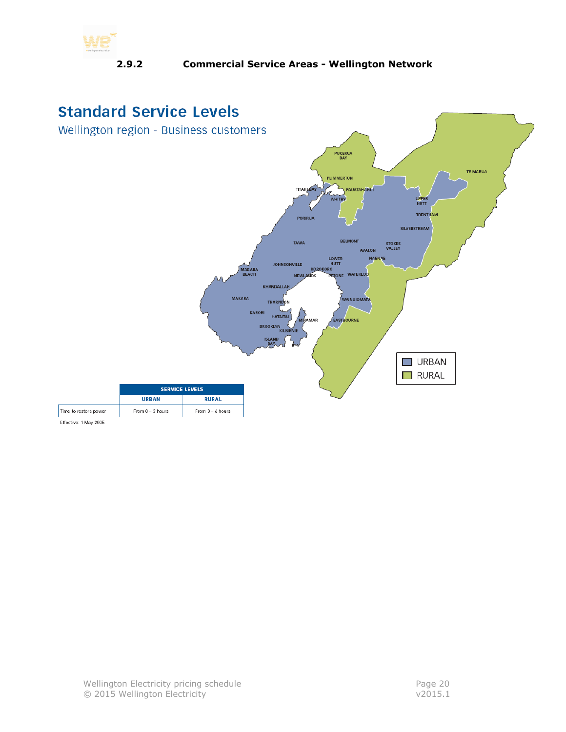### 2.9.2 Commercial Service Areas - Wellington Network

## Standard Service Levels

Wellington region - Business customers

| | SERVICE LEVELS | |
|---|---|---|
| | URBAN | RURAL |
| Time to restore power | From 0 – 3 hours | From 0 – 6 hours |

Effective: 1 May 2005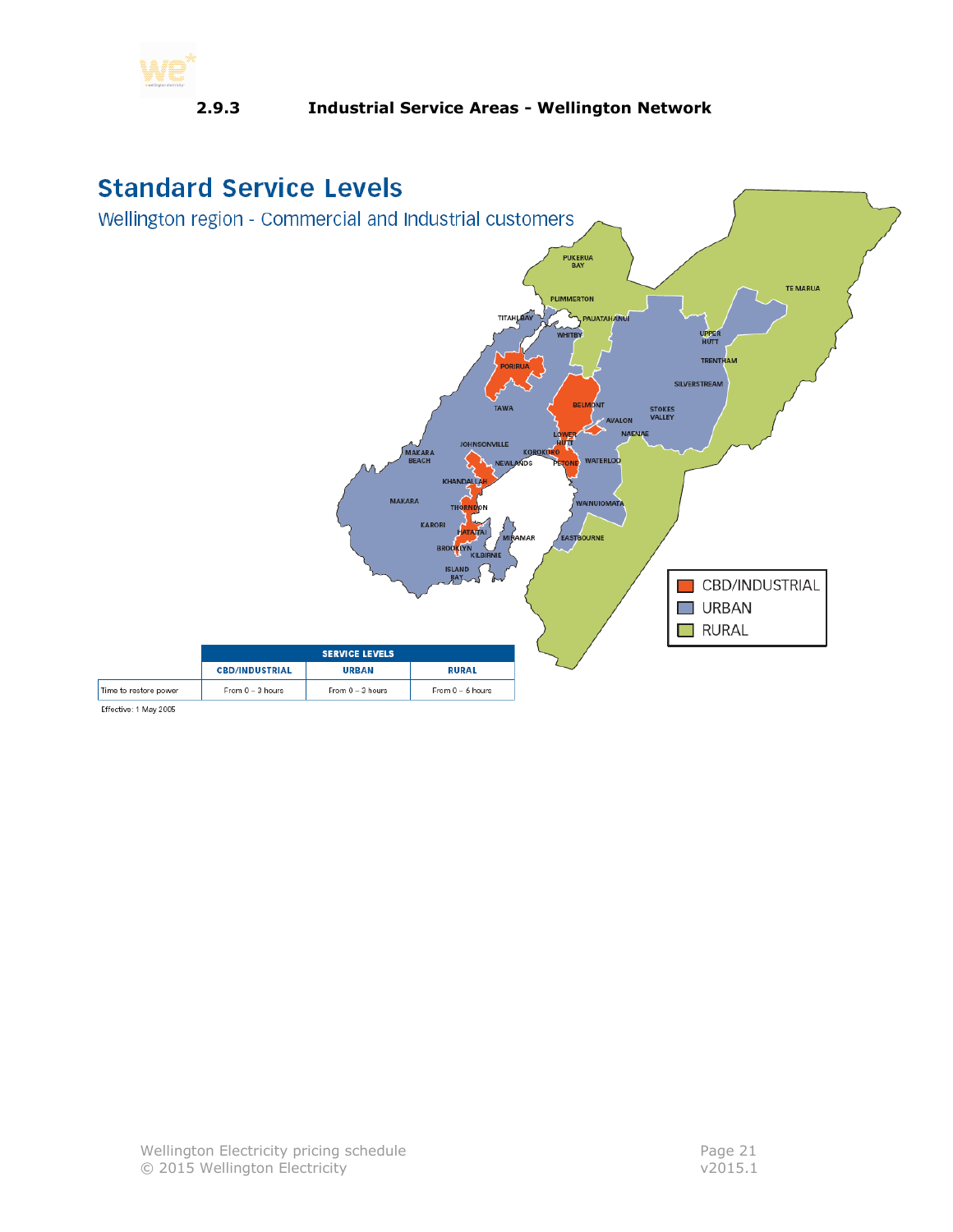### 2.9.3 Industrial Service Areas - Wellington Network

## Standard Service Levels

Wellington region - Commercial and Industrial customers

PUKERUA BAY
PLIMMERTON
TITAHI BAY
PAUATAHANUI
WHITBY
PORIRUA
TAWA
TE MARUA
UPPER HUTT
TRENTHAM
SILVERSTREAM
BELMONT
AVALON
STOKES VALLEY
NAENAE
LOWER HUTT
JOHNSONVILLE
KOROKORO
MAKARA BEACH
NEWLANDS
PETONE
WATERLOO
KHANDALLAH
MAKARA
THORNDON
WAINUIOMATA
KARORI
HATAITAI
MIRAMAR
EASTBOURNE
BROOKLYN
KILBIRNIE
ISLAND BAY

CBD/INDUSTRIAL
URBAN
RURAL

| | SERVICE LEVELS | | |
|---|---|---|---|
| | CBD/INDUSTRIAL | URBAN | RURAL |
| Time to restore power | From 0 – 3 hours | From 0 – 3 hours | From 0 – 6 hours |

Effective: 1 May 2005